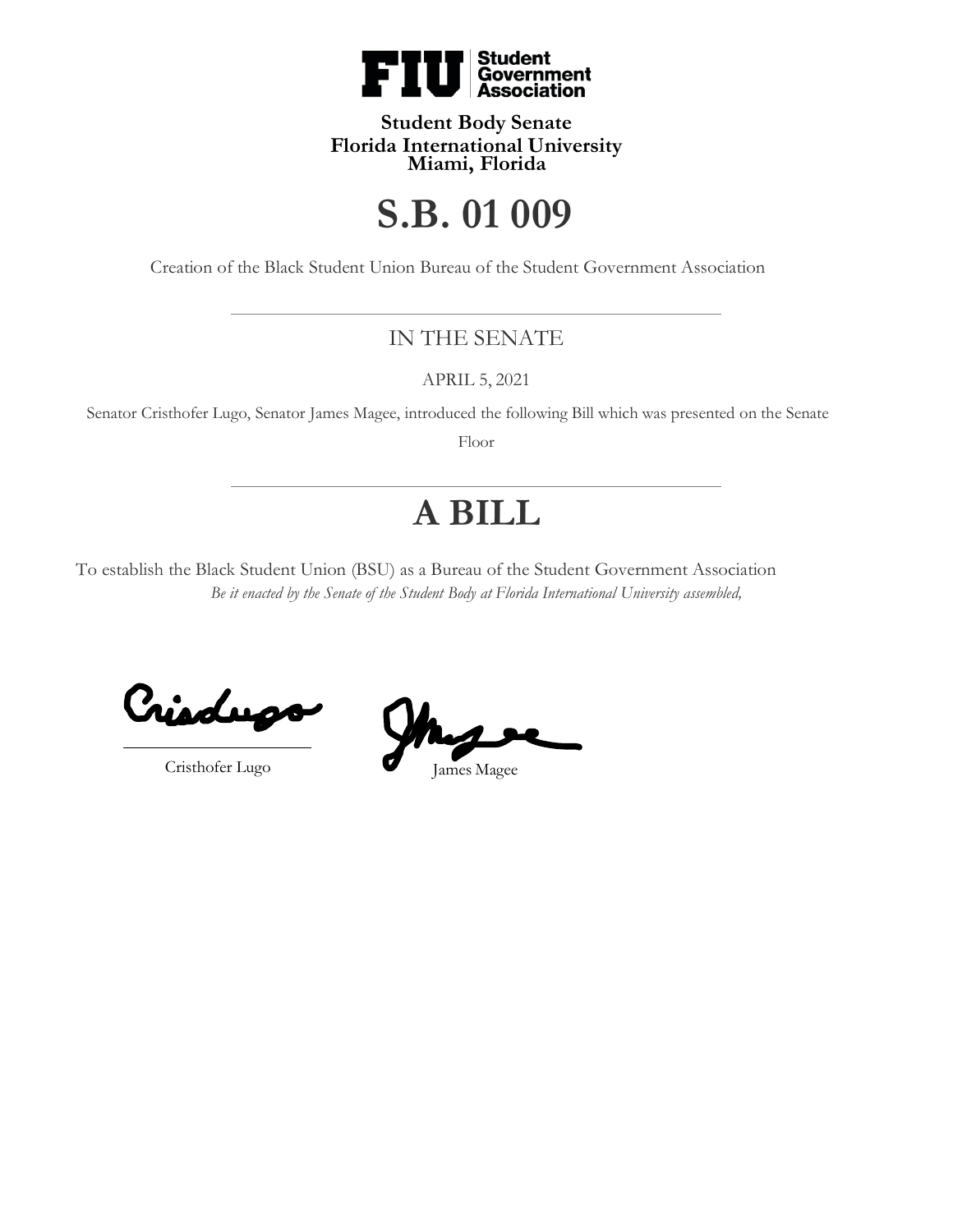FIU Student Government Association

**Student Body Senate**
**Florida International University**
**Miami, Florida**

# S.B. 01 009

Creation of the Black Student Union Bureau of the Student Government Association

---

IN THE SENATE

APRIL 5, 2021

Senator Cristhofer Lugo, Senator James Magee, introduced the following Bill which was presented on the Senate Floor

---

# A BILL

To establish the Black Student Union (BSU) as a Bureau of the Student Government Association

*Be it enacted by the Senate of the Student Body at Florida International University assembled,*

Cristhofer Lugo

James Magee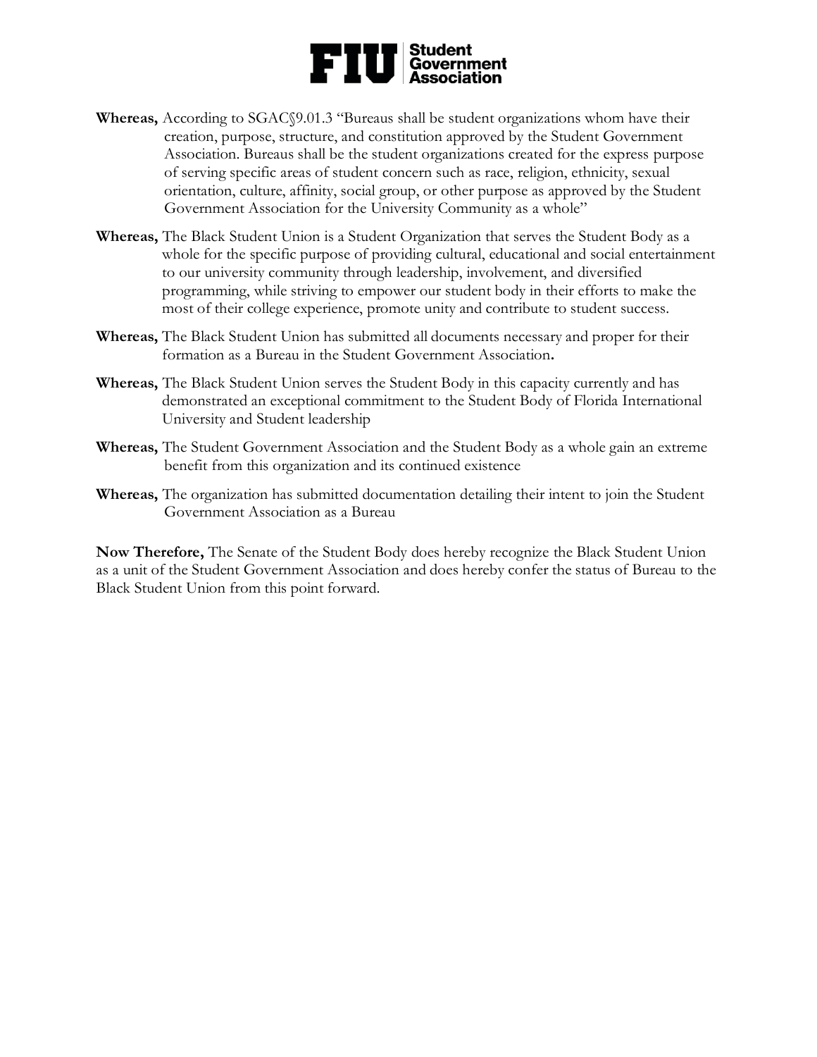**Whereas,** According to SGAC§9.01.3 "Bureaus shall be student organizations whom have their creation, purpose, structure, and constitution approved by the Student Government Association. Bureaus shall be the student organizations created for the express purpose of serving specific areas of student concern such as race, religion, ethnicity, sexual orientation, culture, affinity, social group, or other purpose as approved by the Student Government Association for the University Community as a whole"

**Whereas,** The Black Student Union is a Student Organization that serves the Student Body as a whole for the specific purpose of providing cultural, educational and social entertainment to our university community through leadership, involvement, and diversified programming, while striving to empower our student body in their efforts to make the most of their college experience, promote unity and contribute to student success.

**Whereas,** The Black Student Union has submitted all documents necessary and proper for their formation as a Bureau in the Student Government Association**.**

**Whereas,** The Black Student Union serves the Student Body in this capacity currently and has demonstrated an exceptional commitment to the Student Body of Florida International University and Student leadership

**Whereas,** The Student Government Association and the Student Body as a whole gain an extreme benefit from this organization and its continued existence

**Whereas,** The organization has submitted documentation detailing their intent to join the Student Government Association as a Bureau

**Now Therefore,** The Senate of the Student Body does hereby recognize the Black Student Union as a unit of the Student Government Association and does hereby confer the status of Bureau to the Black Student Union from this point forward.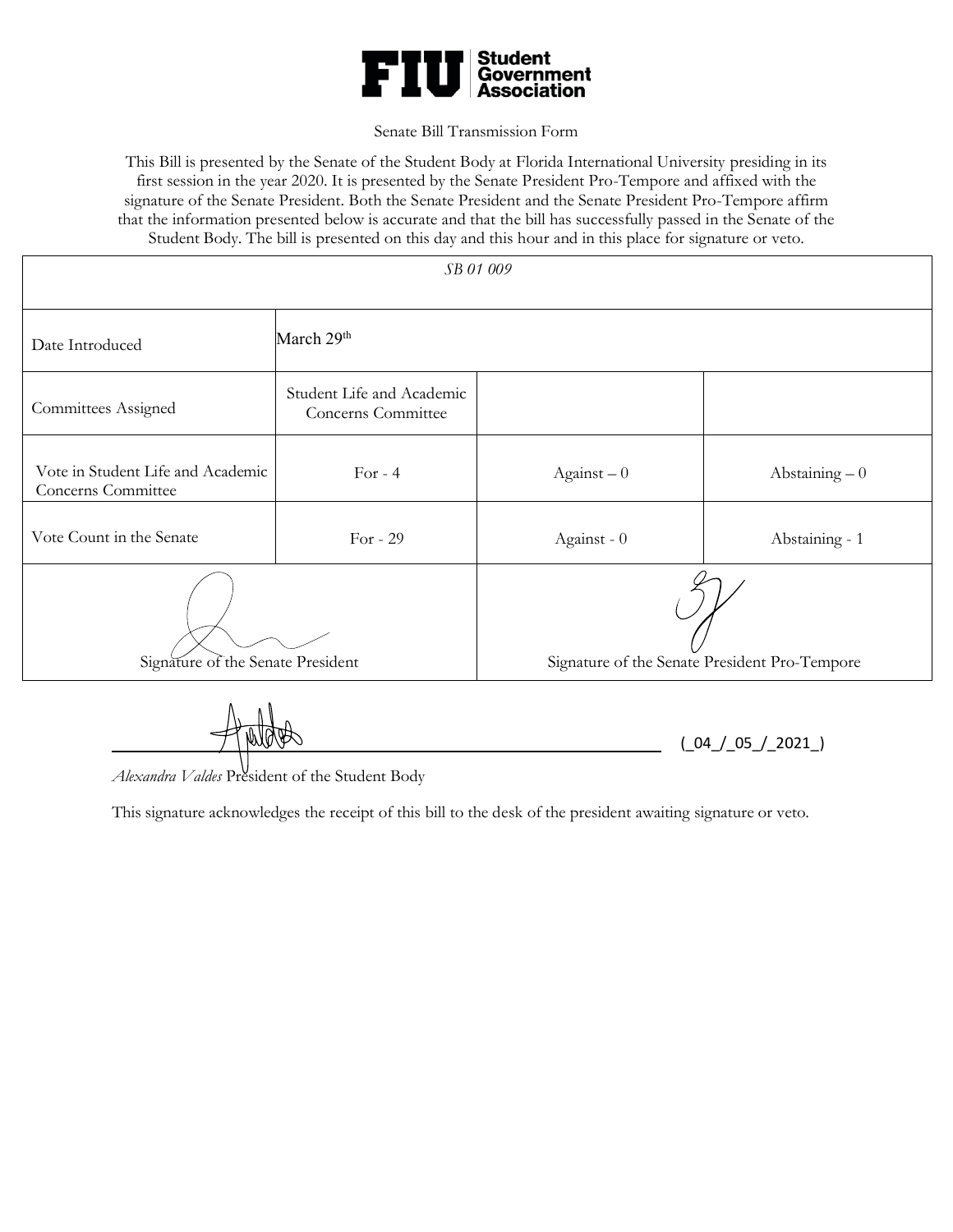# FIU Student Government Association

Senate Bill Transmission Form

This Bill is presented by the Senate of the Student Body at Florida International University presiding in its first session in the year 2020. It is presented by the Senate President Pro-Tempore and affixed with the signature of the Senate President. Both the Senate President and the Senate President Pro-Tempore affirm that the information presented below is accurate and that the bill has successfully passed in the Senate of the Student Body. The bill is presented on this day and this hour and in this place for signature or veto.

| *SB 01 009* | | | |
|---|---|---|---|
| Date Introduced | March 29th | | |
| Committees Assigned | Student Life and Academic Concerns Committee | | |
| Vote in Student Life and Academic Concerns Committee | For - 4 | Against – 0 | Abstaining – 0 |
| Vote Count in the Senate | For - 29 | Against - 0 | Abstaining - 1 |
| Signature of the Senate President | | Signature of the Senate President Pro-Tempore | |

(_04_/_05_/_2021_)

*Alexandra Valdes* President of the Student Body

This signature acknowledges the receipt of this bill to the desk of the president awaiting signature or veto.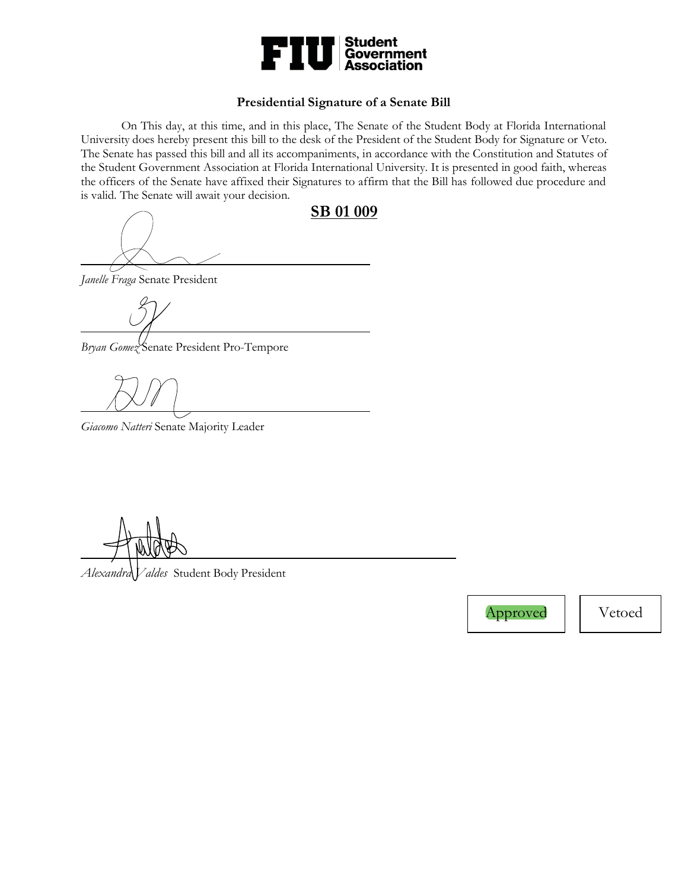FIU Student Government Association

### Presidential Signature of a Senate Bill

On This day, at this time, and in this place, The Senate of the Student Body at Florida International University does hereby present this bill to the desk of the President of the Student Body for Signature or Veto. The Senate has passed this bill and all its accompaniments, in accordance with the Constitution and Statutes of the Student Government Association at Florida International University. It is presented in good faith, whereas the officers of the Senate have affixed their Signatures to affirm that the Bill has followed due procedure and is valid. The Senate will await your decision.

**SB 01 009**

_______________________________

*Janelle Fraga* Senate President

_______________________________

*Bryan Gomez* Senate President Pro-Tempore

_______________________________

*Giacomo Natteri* Senate Majority Leader

_______________________________

*Alexandra Valdes* Student Body President

| Approved | Vetoed |
|---|---|